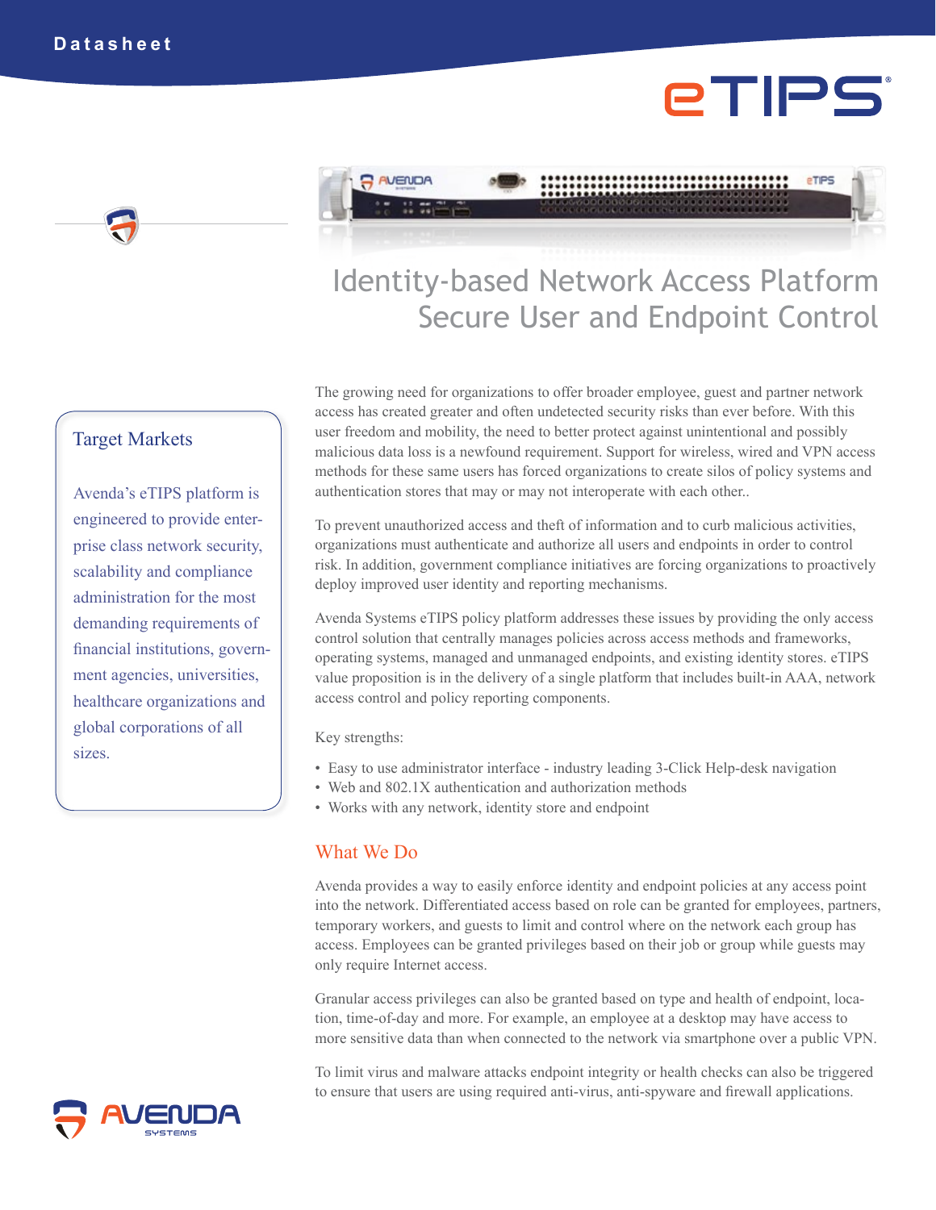Datasheet

eTIPS®

# Identity-based Network Access Platform
## Secure User and Endpoint Control

### Target Markets

Avenda's eTIPS platform is engineered to provide enterprise class network security, scalability and compliance administration for the most demanding requirements of financial institutions, government agencies, universities, healthcare organizations and global corporations of all sizes.

The growing need for organizations to offer broader employee, guest and partner network access has created greater and often undetected security risks than ever before. With this user freedom and mobility, the need to better protect against unintentional and possibly malicious data loss is a newfound requirement. Support for wireless, wired and VPN access methods for these same users has forced organizations to create silos of policy systems and authentication stores that may or may not interoperate with each other..

To prevent unauthorized access and theft of information and to curb malicious activities, organizations must authenticate and authorize all users and endpoints in order to control risk. In addition, government compliance initiatives are forcing organizations to proactively deploy improved user identity and reporting mechanisms.

Avenda Systems eTIPS policy platform addresses these issues by providing the only access control solution that centrally manages policies across access methods and frameworks, operating systems, managed and unmanaged endpoints, and existing identity stores. eTIPS value proposition is in the delivery of a single platform that includes built-in AAA, network access control and policy reporting components.

Key strengths:

- Easy to use administrator interface - industry leading 3-Click Help-desk navigation
- Web and 802.1X authentication and authorization methods
- Works with any network, identity store and endpoint

### What We Do

Avenda provides a way to easily enforce identity and endpoint policies at any access point into the network. Differentiated access based on role can be granted for employees, partners, temporary workers, and guests to limit and control where on the network each group has access. Employees can be granted privileges based on their job or group while guests may only require Internet access.

Granular access privileges can also be granted based on type and health of endpoint, location, time-of-day and more. For example, an employee at a desktop may have access to more sensitive data than when connected to the network via smartphone over a public VPN.

To limit virus and malware attacks endpoint integrity or health checks can also be triggered to ensure that users are using required anti-virus, anti-spyware and firewall applications.

AVENDA SYSTEMS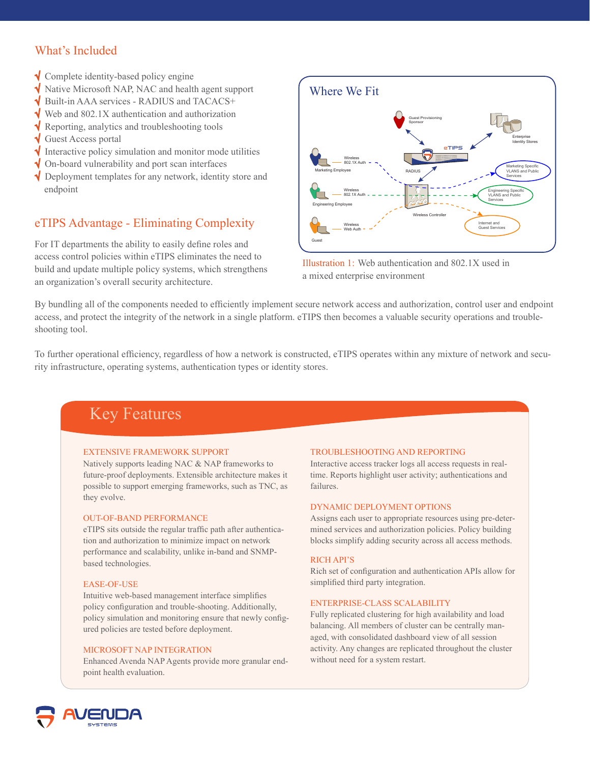## What's Included

- Complete identity-based policy engine
- Native Microsoft NAP, NAC and health agent support
- Built-in AAA services - RADIUS and TACACS+
- Web and 802.1X authentication and authorization
- Reporting, analytics and troubleshooting tools
- Guest Access portal
- Interactive policy simulation and monitor mode utilities
- On-board vulnerability and port scan interfaces
- Deployment templates for any network, identity store and endpoint

## eTIPS Advantage - Eliminating Complexity

For IT departments the ability to easily define roles and access control policies within eTIPS eliminates the need to build and update multiple policy systems, which strengthens an organization's overall security architecture.

### Where We Fit

Illustration 1: Web authentication and 802.1X used in a mixed enterprise environment

By bundling all of the components needed to efficiently implement secure network access and authorization, control user and endpoint access, and protect the integrity of the network in a single platform. eTIPS then becomes a valuable security operations and trouble-shooting tool.

To further operational efficiency, regardless of how a network is constructed, eTIPS operates within any mixture of network and security infrastructure, operating systems, authentication types or identity stores.

## Key Features

### EXTENSIVE FRAMEWORK SUPPORT

Natively supports leading NAC & NAP frameworks to future-proof deployments. Extensible architecture makes it possible to support emerging frameworks, such as TNC, as they evolve.

### OUT-OF-BAND PERFORMANCE

eTIPS sits outside the regular traffic path after authentication and authorization to minimize impact on network performance and scalability, unlike in-band and SNMP-based technologies.

### EASE-OF-USE

Intuitive web-based management interface simplifies policy configuration and trouble-shooting. Additionally, policy simulation and monitoring ensure that newly configured policies are tested before deployment.

### MICROSOFT NAP INTEGRATION

Enhanced Avenda NAP Agents provide more granular endpoint health evaluation.

### TROUBLESHOOTING AND REPORTING

Interactive access tracker logs all access requests in real-time. Reports highlight user activity; authentications and failures.

### DYNAMIC DEPLOYMENT OPTIONS

Assigns each user to appropriate resources using pre-determined services and authorization policies. Policy building blocks simplify adding security across all access methods.

### RICH API'S

Rich set of configuration and authentication APIs allow for simplified third party integration.

### ENTERPRISE-CLASS SCALABILITY

Fully replicated clustering for high availability and load balancing. All members of cluster can be centrally managed, with consolidated dashboard view of all session activity. Any changes are replicated throughout the cluster without need for a system restart.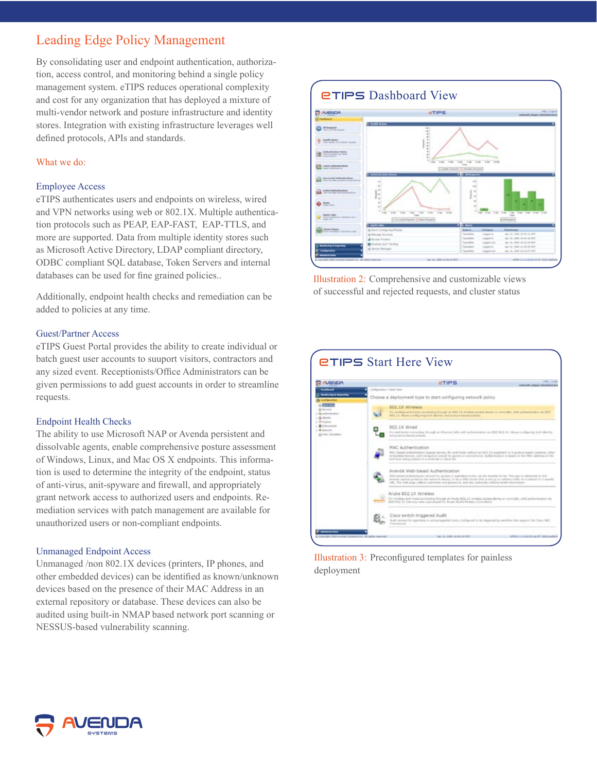## Leading Edge Policy Management

By consolidating user and endpoint authentication, authorization, access control, and monitoring behind a single policy management system. eTIPS reduces operational complexity and cost for any organization that has deployed a mixture of multi-vendor network and posture infrastructure and identity stores. Integration with existing infrastructure leverages well defined protocols, APIs and standards.

### What we do:

#### Employee Access

eTIPS authenticates users and endpoints on wireless, wired and VPN networks using web or 802.1X. Multiple authentication protocols such as PEAP, EAP-FAST, EAP-TTLS, and more are supported. Data from multiple identity stores such as Microsoft Active Directory, LDAP compliant directory, ODBC compliant SQL database, Token Servers and internal databases can be used for fine grained policies..

Additionally, endpoint health checks and remediation can be added to policies at any time.

#### Guest/Partner Access

eTIPS Guest Portal provides the ability to create individual or batch guest user accounts to suuport visitors, contractors and any sized event. Receptionists/Office Administrators can be given permissions to add guest accounts in order to streamline requests.

#### Endpoint Health Checks

The ability to use Microsoft NAP or Avenda persistent and dissolvable agents, enable comprehensive posture assessment of Windows, Linux, and Mac OS X endpoints. This information is used to determine the integrity of the endpoint, status of anti-virus, anit-spyware and firewall, and appropriately grant network access to authorized users and endpoints. Remediation services with patch management are available for unauthorized users or non-compliant endpoints.

#### Unmanaged Endpoint Access

Unmanaged /non 802.1X devices (printers, IP phones, and other embedded devices) can be identified as known/unknown devices based on the presence of their MAC Address in an external repository or database. These devices can also be audited using built-in NMAP based network port scanning or NESSUS-based vulnerability scanning.

### eTIPS Dashboard View

Illustration 2: Comprehensive and customizable views of successful and rejected requests, and cluster status

### eTIPS Start Here View

Illustration 3: Preconfigured templates for painless deployment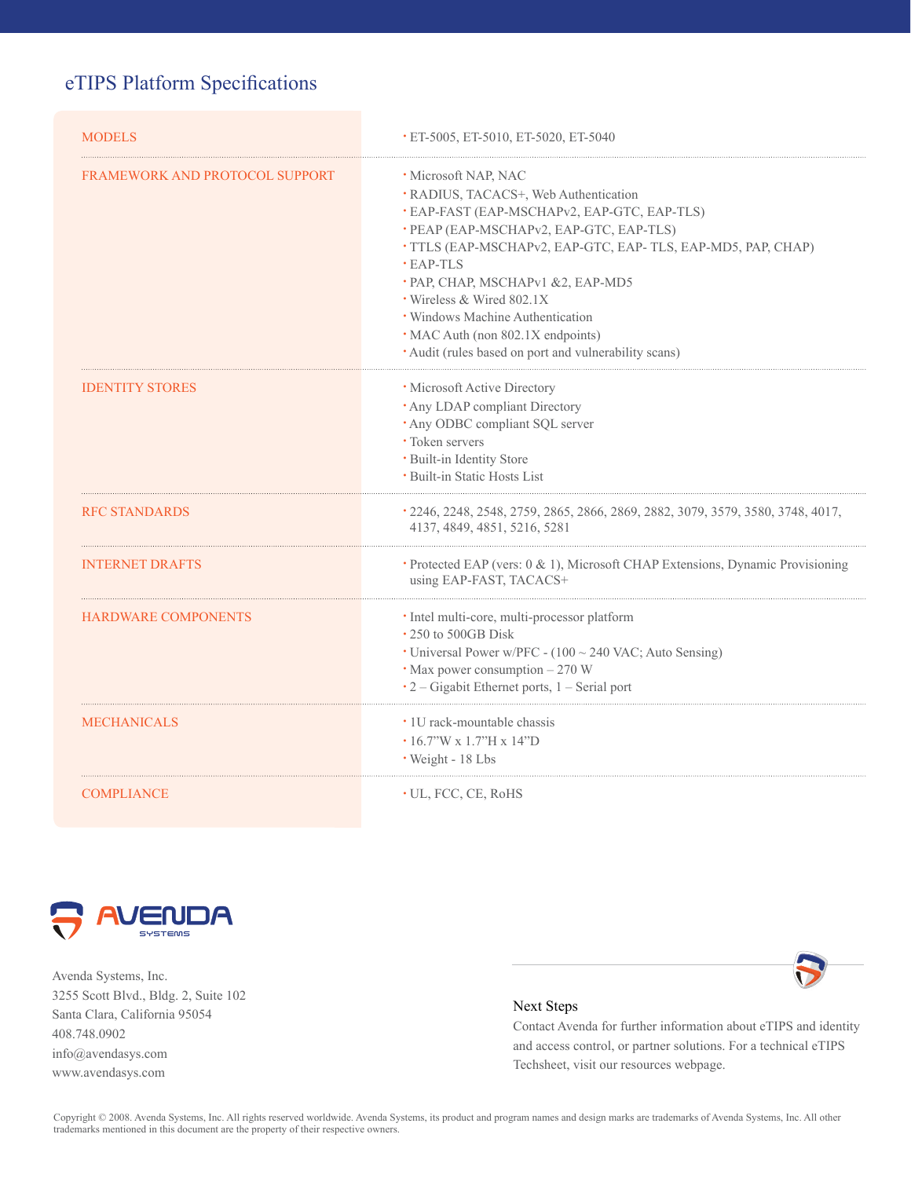## eTIPS Platform Specifications

| | |
|---|---|
| MODELS | • ET-5005, ET-5010, ET-5020, ET-5040 |
| FRAMEWORK AND PROTOCOL SUPPORT | • Microsoft NAP, NAC<br>• RADIUS, TACACS+, Web Authentication<br>• EAP-FAST (EAP-MSCHAPv2, EAP-GTC, EAP-TLS)<br>• PEAP (EAP-MSCHAPv2, EAP-GTC, EAP-TLS)<br>• TTLS (EAP-MSCHAPv2, EAP-GTC, EAP- TLS, EAP-MD5, PAP, CHAP)<br>• EAP-TLS<br>• PAP, CHAP, MSCHAPv1 &2, EAP-MD5<br>• Wireless & Wired 802.1X<br>• Windows Machine Authentication<br>• MAC Auth (non 802.1X endpoints)<br>• Audit (rules based on port and vulnerability scans) |
| IDENTITY STORES | • Microsoft Active Directory<br>• Any LDAP compliant Directory<br>• Any ODBC compliant SQL server<br>• Token servers<br>• Built-in Identity Store<br>• Built-in Static Hosts List |
| RFC STANDARDS | • 2246, 2248, 2548, 2759, 2865, 2866, 2869, 2882, 3079, 3579, 3580, 3748, 4017, 4137, 4849, 4851, 5216, 5281 |
| INTERNET DRAFTS | • Protected EAP (vers: 0 & 1), Microsoft CHAP Extensions, Dynamic Provisioning using EAP-FAST, TACACS+ |
| HARDWARE COMPONENTS | • Intel multi-core, multi-processor platform<br>• 250 to 500GB Disk<br>• Universal Power w/PFC - (100 ~ 240 VAC; Auto Sensing)<br>• Max power consumption – 270 W<br>• 2 – Gigabit Ethernet ports, 1 – Serial port |
| MECHANICALS | • 1U rack-mountable chassis<br>• 16.7"W x 1.7"H x 14"D<br>• Weight - 18 Lbs |
| COMPLIANCE | • UL, FCC, CE, RoHS |

AVENDA SYSTEMS

Avenda Systems, Inc.
3255 Scott Blvd., Bldg. 2, Suite 102
Santa Clara, California 95054
408.748.0902
info@avendasys.com
www.avendasys.com

### Next Steps

Contact Avenda for further information about eTIPS and identity and access control, or partner solutions. For a technical eTIPS Techsheet, visit our resources webpage.

Copyright © 2008. Avenda Systems, Inc. All rights reserved worldwide. Avenda Systems, its product and program names and design marks are trademarks of Avenda Systems, Inc. All other trademarks mentioned in this document are the property of their respective owners.